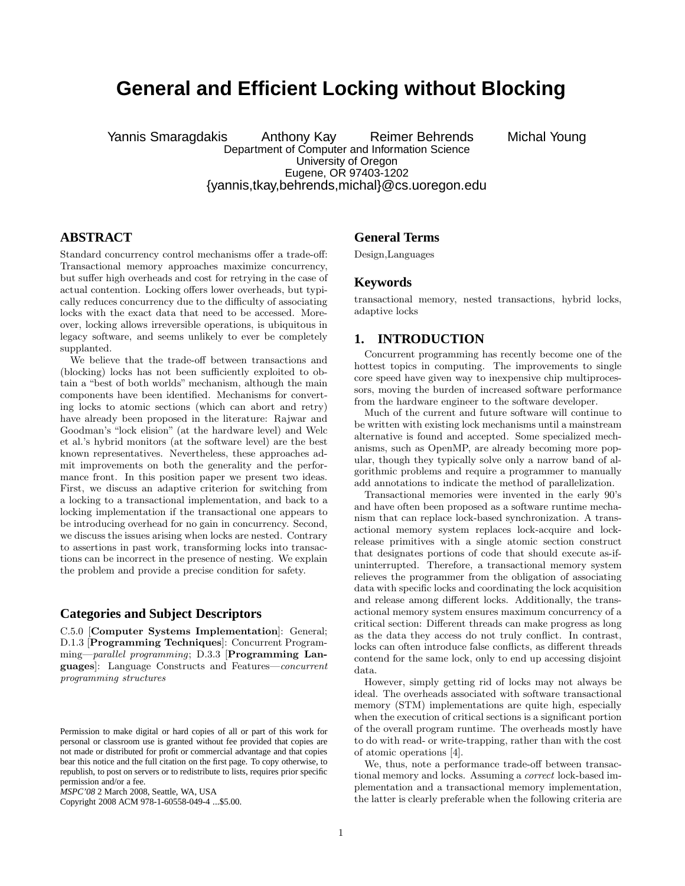# General and Efficient Locking without Blocking

Yannis Smaragdakis Anthony Kay Reimer Behrends Michal Young

Department of Computer and Information Science
University of Oregon
Eugene, OR 97403-1202
{yannis,tkay,behrends,michal}@cs.uoregon.edu

## ABSTRACT

Standard concurrency control mechanisms offer a trade-off: Transactional memory approaches maximize concurrency, but suffer high overheads and cost for retrying in the case of actual contention. Locking offers lower overheads, but typically reduces concurrency due to the difficulty of associating locks with the exact data that need to be accessed. Moreover, locking allows irreversible operations, is ubiquitous in legacy software, and seems unlikely to ever be completely supplanted.

We believe that the trade-off between transactions and (blocking) locks has not been sufficiently exploited to obtain a "best of both worlds" mechanism, although the main components have been identified. Mechanisms for converting locks to atomic sections (which can abort and retry) have already been proposed in the literature: Rajwar and Goodman's "lock elision" (at the hardware level) and Welc et al.'s hybrid monitors (at the software level) are the best known representatives. Nevertheless, these approaches admit improvements on both the generality and the performance front. In this position paper we present two ideas. First, we discuss an adaptive criterion for switching from a locking to a transactional implementation, and back to a locking implementation if the transactional one appears to be introducing overhead for no gain in concurrency. Second, we discuss the issues arising when locks are nested. Contrary to assertions in past work, transforming locks into transactions can be incorrect in the presence of nesting. We explain the problem and provide a precise condition for safety.

### Categories and Subject Descriptors

C.5.0 [**Computer Systems Implementation**]: General; D.1.3 [**Programming Techniques**]: Concurrent Programming—*parallel programming*; D.3.3 [**Programming Languages**]: Language Constructs and Features—*concurrent programming structures*

Permission to make digital or hard copies of all or part of this work for personal or classroom use is granted without fee provided that copies are not made or distributed for profit or commercial advantage and that copies bear this notice and the full citation on the first page. To copy otherwise, to republish, to post on servers or to redistribute to lists, requires prior specific permission and/or a fee.
*MSPC'08* 2 March 2008, Seattle, WA, USA
Copyright 2008 ACM 978-1-60558-049-4 ...$5.00.

### General Terms

Design,Languages

### Keywords

transactional memory, nested transactions, hybrid locks, adaptive locks

## 1. INTRODUCTION

Concurrent programming has recently become one of the hottest topics in computing. The improvements to single core speed have given way to inexpensive chip multiprocessors, moving the burden of increased software performance from the hardware engineer to the software developer.

Much of the current and future software will continue to be written with existing lock mechanisms until a mainstream alternative is found and accepted. Some specialized mechanisms, such as OpenMP, are already becoming more popular, though they typically solve only a narrow band of algorithmic problems and require a programmer to manually add annotations to indicate the method of parallelization.

Transactional memories were invented in the early 90's and have often been proposed as a software runtime mechanism that can replace lock-based synchronization. A transactional memory system replaces lock-acquire and lock-release primitives with a single atomic section construct that designates portions of code that should execute as-if-uninterrupted. Therefore, a transactional memory system relieves the programmer from the obligation of associating data with specific locks and coordinating the lock acquisition and release among different locks. Additionally, the transactional memory system ensures maximum concurrency of a critical section: Different threads can make progress as long as the data they access do not truly conflict. In contrast, locks can often introduce false conflicts, as different threads contend for the same lock, only to end up accessing disjoint data.

However, simply getting rid of locks may not always be ideal. The overheads associated with software transactional memory (STM) implementations are quite high, especially when the execution of critical sections is a significant portion of the overall program runtime. The overheads mostly have to do with read- or write-trapping, rather than with the cost of atomic operations [4].

We, thus, note a performance trade-off between transactional memory and locks. Assuming a *correct* lock-based implementation and a transactional memory implementation, the latter is clearly preferable when the following criteria are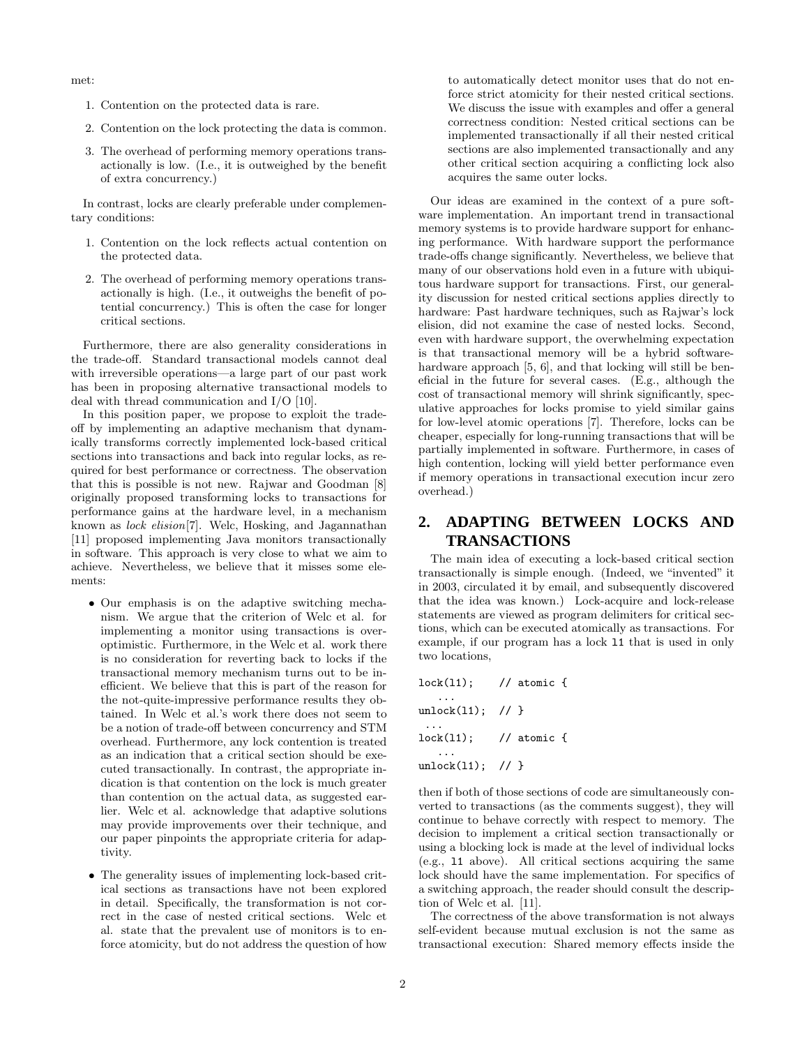met:

1. Contention on the protected data is rare.
2. Contention on the lock protecting the data is common.
3. The overhead of performing memory operations transactionally is low. (I.e., it is outweighed by the benefit of extra concurrency.)

In contrast, locks are clearly preferable under complementary conditions:

1. Contention on the lock reflects actual contention on the protected data.
2. The overhead of performing memory operations transactionally is high. (I.e., it outweighs the benefit of potential concurrency.) This is often the case for longer critical sections.

Furthermore, there are also generality considerations in the trade-off. Standard transactional models cannot deal with irreversible operations—a large part of our past work has been in proposing alternative transactional models to deal with thread communication and I/O [10].

In this position paper, we propose to exploit the trade-off by implementing an adaptive mechanism that dynamically transforms correctly implemented lock-based critical sections into transactions and back into regular locks, as required for best performance or correctness. The observation that this is possible is not new. Rajwar and Goodman [8] originally proposed transforming locks to transactions for performance gains at the hardware level, in a mechanism known as *lock elision*[7]. Welc, Hosking, and Jagannathan [11] proposed implementing Java monitors transactionally in software. This approach is very close to what we aim to achieve. Nevertheless, we believe that it misses some elements:

- Our emphasis is on the adaptive switching mechanism. We argue that the criterion of Welc et al. for implementing a monitor using transactions is over-optimistic. Furthermore, in the Welc et al. work there is no consideration for reverting back to locks if the transactional memory mechanism turns out to be inefficient. We believe that this is part of the reason for the not-quite-impressive performance results they obtained. In Welc et al.'s work there does not seem to be a notion of trade-off between concurrency and STM overhead. Furthermore, any lock contention is treated as an indication that a critical section should be executed transactionally. In contrast, the appropriate indication is that contention on the lock is much greater than contention on the actual data, as suggested earlier. Welc et al. acknowledge that adaptive solutions may provide improvements over their technique, and our paper pinpoints the appropriate criteria for adaptivity.

- The generality issues of implementing lock-based critical sections as transactions have not been explored in detail. Specifically, the transformation is not correct in the case of nested critical sections. Welc et al. state that the prevalent use of monitors is to enforce atomicity, but do not address the question of how to automatically detect monitor uses that do not enforce strict atomicity for their nested critical sections. We discuss the issue with examples and offer a general correctness condition: Nested critical sections can be implemented transactionally if all their nested critical sections are also implemented transactionally and any other critical section acquiring a conflicting lock also acquires the same outer locks.

Our ideas are examined in the context of a pure software implementation. An important trend in transactional memory systems is to provide hardware support for enhancing performance. With hardware support the performance trade-offs change significantly. Nevertheless, we believe that many of our observations hold even in a future with ubiquitous hardware support for transactions. First, our generality discussion for nested critical sections applies directly to hardware: Past hardware techniques, such as Rajwar's lock elision, did not examine the case of nested locks. Second, even with hardware support, the overwhelming expectation is that transactional memory will be a hybrid software-hardware approach [5, 6], and that locking will still be beneficial in the future for several cases. (E.g., although the cost of transactional memory will shrink significantly, speculative approaches for locks promise to yield similar gains for low-level atomic operations [7]. Therefore, locks can be cheaper, especially for long-running transactions that will be partially implemented in software. Furthermore, in cases of high contention, locking will yield better performance even if memory operations in transactional execution incur zero overhead.)

## 2. ADAPTING BETWEEN LOCKS AND TRANSACTIONS

The main idea of executing a lock-based critical section transactionally is simple enough. (Indeed, we "invented" it in 2003, circulated it by email, and subsequently discovered that the idea was known.) Lock-acquire and lock-release statements are viewed as program delimiters for critical sections, which can be executed atomically as transactions. For example, if our program has a lock `l1` that is used in only two locations,

```
lock(l1);    // atomic {
   ...
unlock(l1);  // }
 ...
lock(l1);    // atomic {
   ...
unlock(l1);  // }
```

then if both of those sections of code are simultaneously converted to transactions (as the comments suggest), they will continue to behave correctly with respect to memory. The decision to implement a critical section transactionally or using a blocking lock is made at the level of individual locks (e.g., `l1` above). All critical sections acquiring the same lock should have the same implementation. For specifics of a switching approach, the reader should consult the description of Welc et al. [11].

The correctness of the above transformation is not always self-evident because mutual exclusion is not the same as transactional execution: Shared memory effects inside the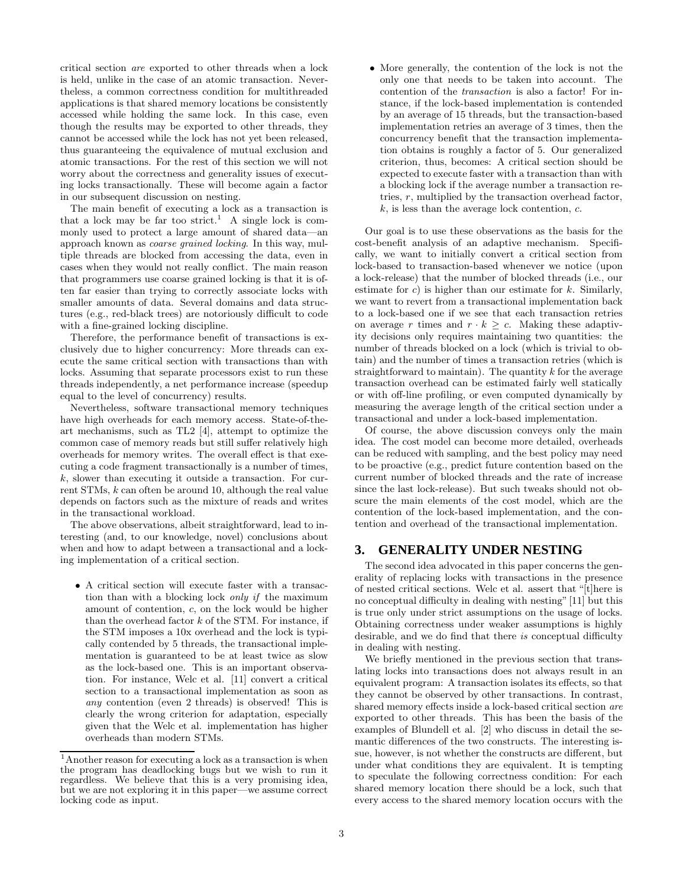critical section *are* exported to other threads when a lock is held, unlike in the case of an atomic transaction. Nevertheless, a common correctness condition for multithreaded applications is that shared memory locations be consistently accessed while holding the same lock. In this case, even though the results may be exported to other threads, they cannot be accessed while the lock has not yet been released, thus guaranteeing the equivalence of mutual exclusion and atomic transactions. For the rest of this section we will not worry about the correctness and generality issues of executing locks transactionally. These will become again a factor in our subsequent discussion on nesting.

The main benefit of executing a lock as a transaction is that a lock may be far too strict.[1] A single lock is commonly used to protect a large amount of shared data—an approach known as *coarse grained locking*. In this way, multiple threads are blocked from accessing the data, even in cases when they would not really conflict. The main reason that programmers use coarse grained locking is that it is often far easier than trying to correctly associate locks with smaller amounts of data. Several domains and data structures (e.g., red-black trees) are notoriously difficult to code with a fine-grained locking discipline.

Therefore, the performance benefit of transactions is exclusively due to higher concurrency: More threads can execute the same critical section with transactions than with locks. Assuming that separate processors exist to run these threads independently, a net performance increase (speedup equal to the level of concurrency) results.

Nevertheless, software transactional memory techniques have high overheads for each memory access. State-of-the-art mechanisms, such as TL2 [4], attempt to optimize the common case of memory reads but still suffer relatively high overheads for memory writes. The overall effect is that executing a code fragment transactionally is a number of times, $k$, slower than executing it outside a transaction. For current STMs, $k$ can often be around 10, although the real value depends on factors such as the mixture of reads and writes in the transactional workload.

The above observations, albeit straightforward, lead to interesting (and, to our knowledge, novel) conclusions about when and how to adapt between a transactional and a locking implementation of a critical section.

- A critical section will execute faster with a transaction than with a blocking lock *only if* the maximum amount of contention, $c$, on the lock would be higher than the overhead factor $k$ of the STM. For instance, if the STM imposes a 10x overhead and the lock is typically contended by 5 threads, the transactional implementation is guaranteed to be at least twice as slow as the lock-based one. This is an important observation. For instance, Welc et al. [11] convert a critical section to a transactional implementation as soon as *any* contention (even 2 threads) is observed! This is clearly the wrong criterion for adaptation, especially given that the Welc et al. implementation has higher overheads than modern STMs.
- More generally, the contention of the lock is not the only one that needs to be taken into account. The contention of the *transaction* is also a factor! For instance, if the lock-based implementation is contended by an average of 15 threads, but the transaction-based implementation retries an average of 3 times, then the concurrency benefit that the transaction implementation obtains is roughly a factor of 5. Our generalized criterion, thus, becomes: A critical section should be expected to execute faster with a transaction than with a blocking lock if the average number a transaction retries, $r$, multiplied by the transaction overhead factor, $k$, is less than the average lock contention, $c$.

Our goal is to use these observations as the basis for the cost-benefit analysis of an adaptive mechanism. Specifically, we want to initially convert a critical section from lock-based to transaction-based whenever we notice (upon a lock-release) that the number of blocked threads (i.e., our estimate for $c$) is higher than our estimate for $k$. Similarly, we want to revert from a transactional implementation back to a lock-based one if we see that each transaction retries on average $r$ times and $r \cdot k \geq c$. Making these adaptivity decisions only requires maintaining two quantities: the number of threads blocked on a lock (which is trivial to obtain) and the number of times a transaction retries (which is straightforward to maintain). The quantity $k$ for the average transaction overhead can be estimated fairly well statically or with off-line profiling, or even computed dynamically by measuring the average length of the critical section under a transactional and under a lock-based implementation.

Of course, the above discussion conveys only the main idea. The cost model can become more detailed, overheads can be reduced with sampling, and the best policy may need to be proactive (e.g., predict future contention based on the current number of blocked threads and the rate of increase since the last lock-release). But such tweaks should not obscure the main elements of the cost model, which are the contention of the lock-based implementation, and the contention and overhead of the transactional implementation.

## 3. GENERALITY UNDER NESTING

The second idea advocated in this paper concerns the generality of replacing locks with transactions in the presence of nested critical sections. Welc et al. assert that "[t]here is no conceptual difficulty in dealing with nesting" [11] but this is true only under strict assumptions on the usage of locks. Obtaining correctness under weaker assumptions is highly desirable, and we do find that there *is* conceptual difficulty in dealing with nesting.

We briefly mentioned in the previous section that translating locks into transactions does not always result in an equivalent program: A transaction isolates its effects, so that they cannot be observed by other transactions. In contrast, shared memory effects inside a lock-based critical section *are* exported to other threads. This has been the basis of the examples of Blundell et al. [2] who discuss in detail the semantic differences of the two constructs. The interesting issue, however, is not whether the constructs are different, but under what conditions they are equivalent. It is tempting to speculate the following correctness condition: For each shared memory location there should be a lock, such that every access to the shared memory location occurs with the

[1] Another reason for executing a lock as a transaction is when the program has deadlocking bugs but we wish to run it regardless. We believe that this is a very promising idea, but we are not exploring it in this paper—we assume correct locking code as input.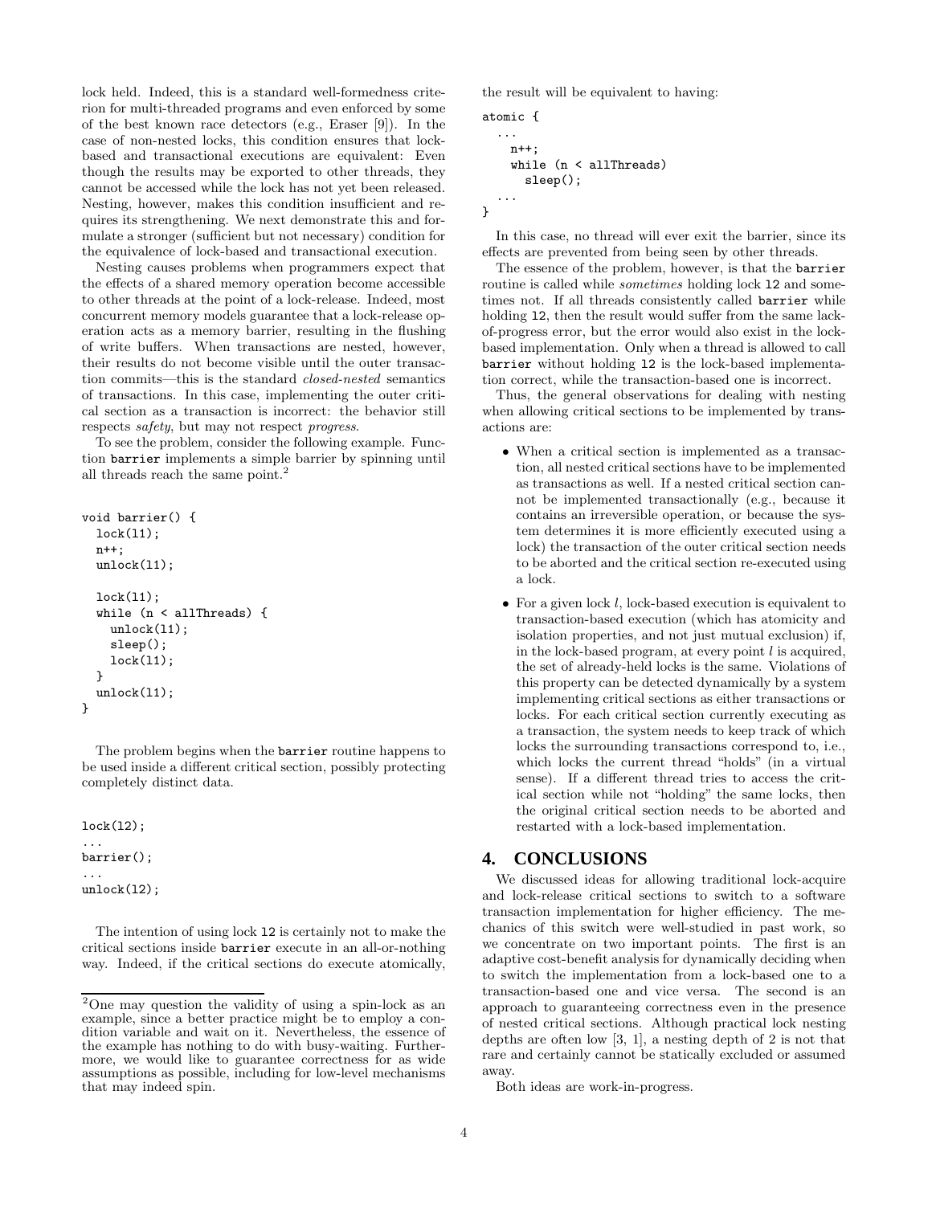lock held. Indeed, this is a standard well-formedness criterion for multi-threaded programs and even enforced by some of the best known race detectors (e.g., Eraser [9]). In the case of non-nested locks, this condition ensures that lock-based and transactional executions are equivalent: Even though the results may be exported to other threads, they cannot be accessed while the lock has not yet been released. Nesting, however, makes this condition insufficient and requires its strengthening. We next demonstrate this and formulate a stronger (sufficient but not necessary) condition for the equivalence of lock-based and transactional execution.

Nesting causes problems when programmers expect that the effects of a shared memory operation become accessible to other threads at the point of a lock-release. Indeed, most concurrent memory models guarantee that a lock-release operation acts as a memory barrier, resulting in the flushing of write buffers. When transactions are nested, however, their results do not become visible until the outer transaction commits—this is the standard *closed-nested* semantics of transactions. In this case, implementing the outer critical section as a transaction is incorrect: the behavior still respects *safety*, but may not respect *progress*.

To see the problem, consider the following example. Function `barrier` implements a simple barrier by spinning until all threads reach the same point.[2]

```
void barrier() {
  lock(l1);
  n++;
  unlock(l1);

  lock(l1);
  while (n < allThreads) {
    unlock(l1);
    sleep();
    lock(l1);
  }
  unlock(l1);
}
```

The problem begins when the `barrier` routine happens to be used inside a different critical section, possibly protecting completely distinct data.

```
lock(l2);
...
barrier();
...
unlock(l2);
```

The intention of using lock `l2` is certainly not to make the critical sections inside `barrier` execute in an all-or-nothing way. Indeed, if the critical sections do execute atomically, the result will be equivalent to having:

```
atomic {
  ...
    n++;
    while (n < allThreads)
      sleep();
  ...
}
```

In this case, no thread will ever exit the barrier, since its effects are prevented from being seen by other threads.

The essence of the problem, however, is that the `barrier` routine is called while *sometimes* holding lock `l2` and sometimes not. If all threads consistently called `barrier` while holding `l2`, then the result would suffer from the same lack-of-progress error, but the error would also exist in the lock-based implementation. Only when a thread is allowed to call `barrier` without holding `l2` is the lock-based implementation correct, while the transaction-based one is incorrect.

Thus, the general observations for dealing with nesting when allowing critical sections to be implemented by transactions are:

- When a critical section is implemented as a transaction, all nested critical sections have to be implemented as transactions as well. If a nested critical section cannot be implemented transactionally (e.g., because it contains an irreversible operation, or because the system determines it is more efficiently executed using a lock) the transaction of the outer critical section needs to be aborted and the critical section re-executed using a lock.
- For a given lock $l$, lock-based execution is equivalent to transaction-based execution (which has atomicity and isolation properties, and not just mutual exclusion) if, in the lock-based program, at every point $l$ is acquired, the set of already-held locks is the same. Violations of this property can be detected dynamically by a system implementing critical sections as either transactions or locks. For each critical section currently executing as a transaction, the system needs to keep track of which locks the surrounding transactions correspond to, i.e., which locks the current thread "holds" (in a virtual sense). If a different thread tries to access the critical section while not "holding" the same locks, then the original critical section needs to be aborted and restarted with a lock-based implementation.

## 4. CONCLUSIONS

We discussed ideas for allowing traditional lock-acquire and lock-release critical sections to switch to a software transaction implementation for higher efficiency. The mechanics of this switch were well-studied in past work, so we concentrate on two important points. The first is an adaptive cost-benefit analysis for dynamically deciding when to switch the implementation from a lock-based one to a transaction-based one and vice versa. The second is an approach to guaranteeing correctness even in the presence of nested critical sections. Although practical lock nesting depths are often low [3, 1], a nesting depth of 2 is not that rare and certainly cannot be statically excluded or assumed away.

Both ideas are work-in-progress.

[2] One may question the validity of using a spin-lock as an example, since a better practice might be to employ a condition variable and wait on it. Nevertheless, the essence of the example has nothing to do with busy-waiting. Furthermore, we would like to guarantee correctness for as wide assumptions as possible, including for low-level mechanisms that may indeed spin.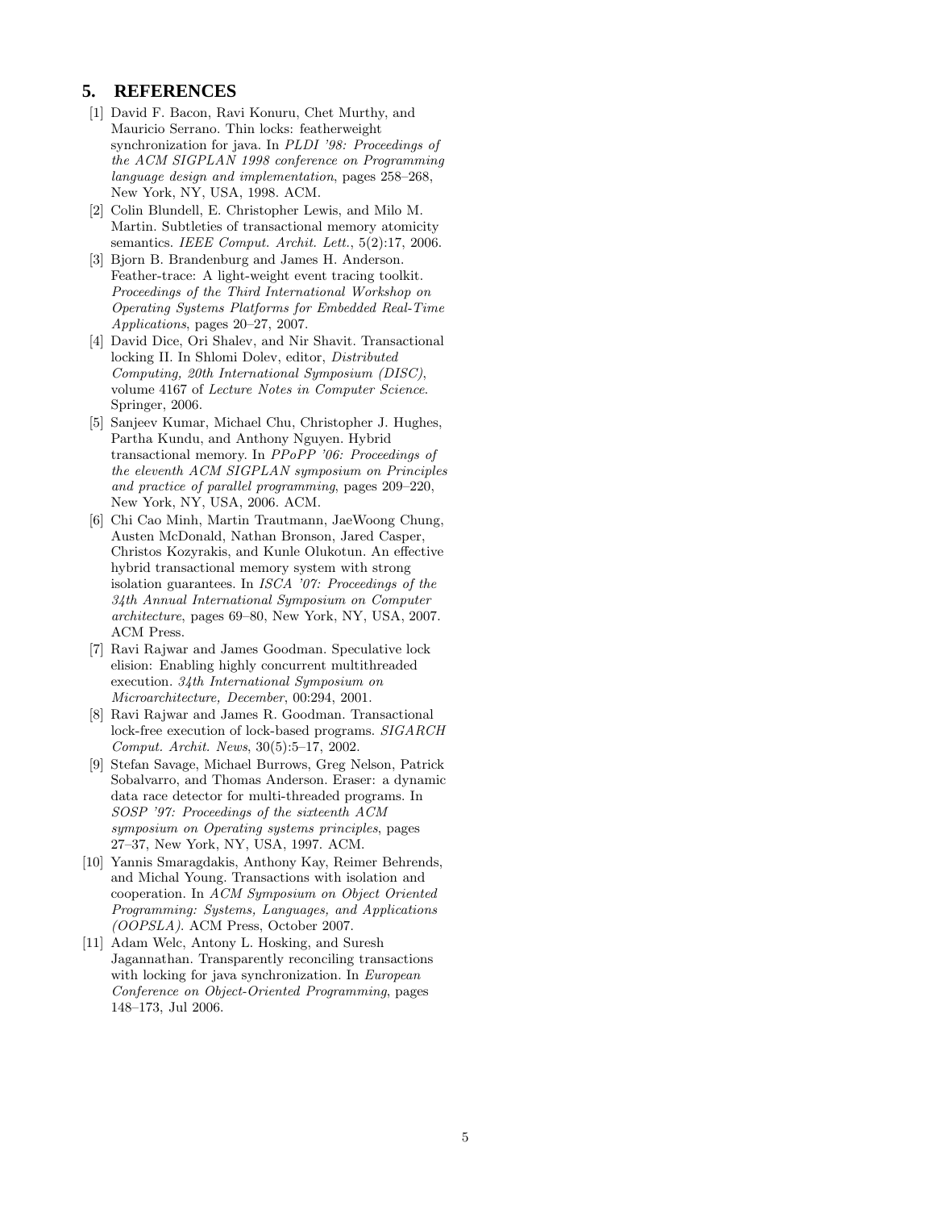## 5. REFERENCES

[1] David F. Bacon, Ravi Konuru, Chet Murthy, and Mauricio Serrano. Thin locks: featherweight synchronization for java. In *PLDI '98: Proceedings of the ACM SIGPLAN 1998 conference on Programming language design and implementation*, pages 258–268, New York, NY, USA, 1998. ACM.

[2] Colin Blundell, E. Christopher Lewis, and Milo M. Martin. Subtleties of transactional memory atomicity semantics. *IEEE Comput. Archit. Lett.*, 5(2):17, 2006.

[3] Bjorn B. Brandenburg and James H. Anderson. Feather-trace: A light-weight event tracing toolkit. *Proceedings of the Third International Workshop on Operating Systems Platforms for Embedded Real-Time Applications*, pages 20–27, 2007.

[4] David Dice, Ori Shalev, and Nir Shavit. Transactional locking II. In Shlomi Dolev, editor, *Distributed Computing, 20th International Symposium (DISC)*, volume 4167 of *Lecture Notes in Computer Science*. Springer, 2006.

[5] Sanjeev Kumar, Michael Chu, Christopher J. Hughes, Partha Kundu, and Anthony Nguyen. Hybrid transactional memory. In *PPoPP '06: Proceedings of the eleventh ACM SIGPLAN symposium on Principles and practice of parallel programming*, pages 209–220, New York, NY, USA, 2006. ACM.

[6] Chi Cao Minh, Martin Trautmann, JaeWoong Chung, Austen McDonald, Nathan Bronson, Jared Casper, Christos Kozyrakis, and Kunle Olukotun. An effective hybrid transactional memory system with strong isolation guarantees. In *ISCA '07: Proceedings of the 34th Annual International Symposium on Computer architecture*, pages 69–80, New York, NY, USA, 2007. ACM Press.

[7] Ravi Rajwar and James Goodman. Speculative lock elision: Enabling highly concurrent multithreaded execution. *34th International Symposium on Microarchitecture, December*, 00:294, 2001.

[8] Ravi Rajwar and James R. Goodman. Transactional lock-free execution of lock-based programs. *SIGARCH Comput. Archit. News*, 30(5):5–17, 2002.

[9] Stefan Savage, Michael Burrows, Greg Nelson, Patrick Sobalvarro, and Thomas Anderson. Eraser: a dynamic data race detector for multi-threaded programs. In *SOSP '97: Proceedings of the sixteenth ACM symposium on Operating systems principles*, pages 27–37, New York, NY, USA, 1997. ACM.

[10] Yannis Smaragdakis, Anthony Kay, Reimer Behrends, and Michal Young. Transactions with isolation and cooperation. In *ACM Symposium on Object Oriented Programming: Systems, Languages, and Applications (OOPSLA)*. ACM Press, October 2007.

[11] Adam Welc, Antony L. Hosking, and Suresh Jagannathan. Transparently reconciling transactions with locking for java synchronization. In *European Conference on Object-Oriented Programming*, pages 148–173, Jul 2006.